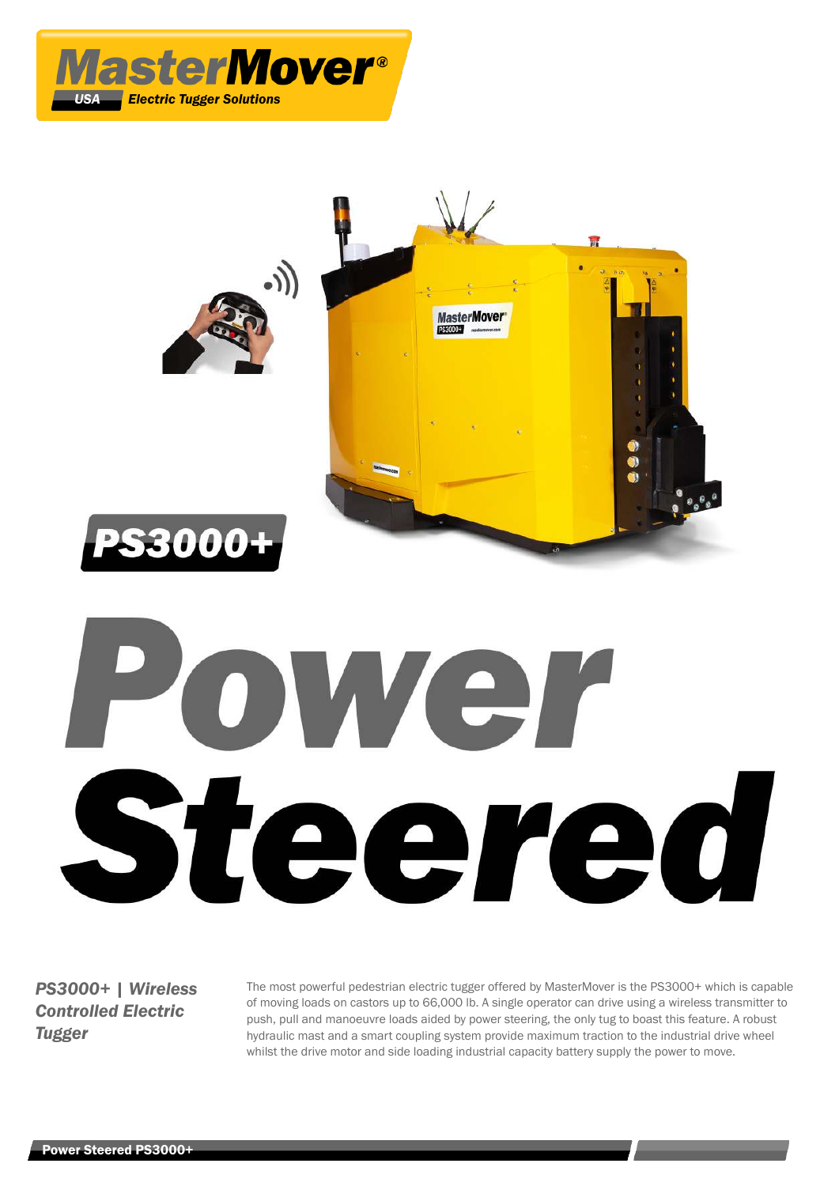MasterMover®
USA Electric Tugger Solutions

PS3000+

# Power Steered

### *PS3000+ | Wireless Controlled Electric Tugger*

The most powerful pedestrian electric tugger offered by MasterMover is the PS3000+ which is capable of moving loads on castors up to 66,000 lb. A single operator can drive using a wireless transmitter to push, pull and manoeuvre loads aided by power steering, the only tug to boast this feature. A robust hydraulic mast and a smart coupling system provide maximum traction to the industrial drive wheel whilst the drive motor and side loading industrial capacity battery supply the power to move.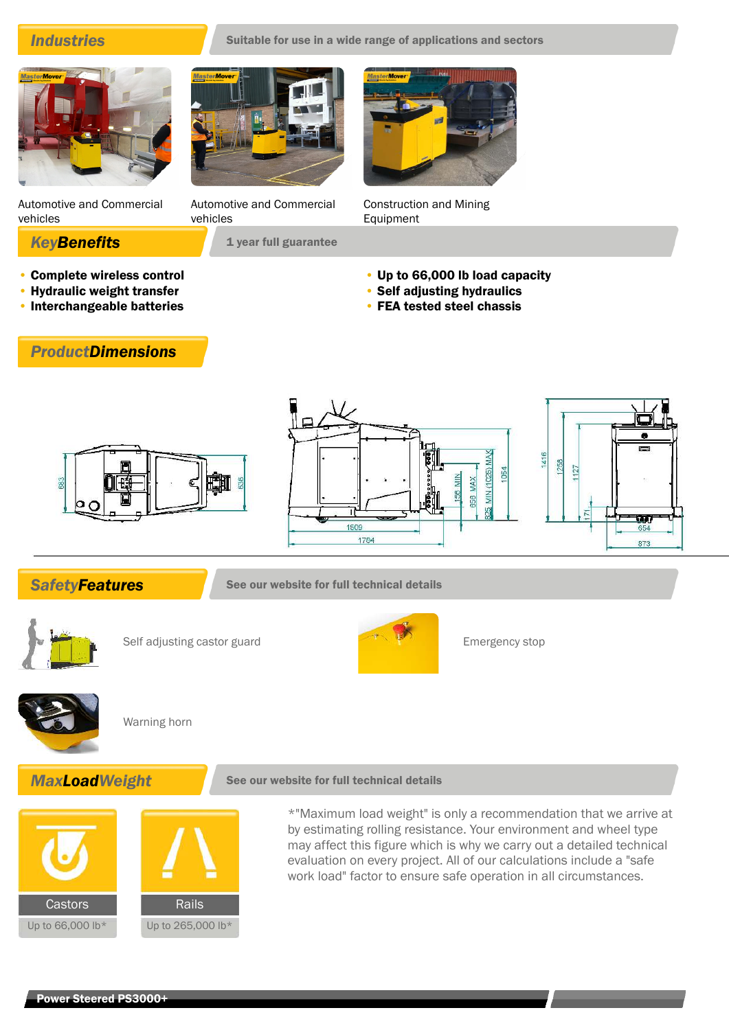## Industries

Suitable for use in a wide range of applications and sectors

Automotive and Commercial vehicles

Automotive and Commercial vehicles

Construction and Mining Equipment

## Key Benefits

1 year full guarantee

- **Complete wireless control**
- **Hydraulic weight transfer**
- **Interchangeable batteries**
- **Up to 66,000 lb load capacity**
- **Self adjusting hydraulics**
- **FEA tested steel chassis**

## Product Dimensions

683, 536, 1509, 1764, 156 MIN, 656 MAX, 825 MIN (1025) MAX, 1054, 1416, 1256, 1127, 171, 654, 873

## Safety Features

See our website for full technical details

Self adjusting castor guard

Emergency stop

Warning horn

## Max Load Weight

See our website for full technical details

| Castors | Rails |
| --- | --- |
| Up to 66,000 lb* | Up to 265,000 lb* |

*"Maximum load weight" is only a recommendation that we arrive at by estimating rolling resistance. Your environment and wheel type may affect this figure which is why we carry out a detailed technical evaluation on every project. All of our calculations include a "safe work load" factor to ensure safe operation in all circumstances.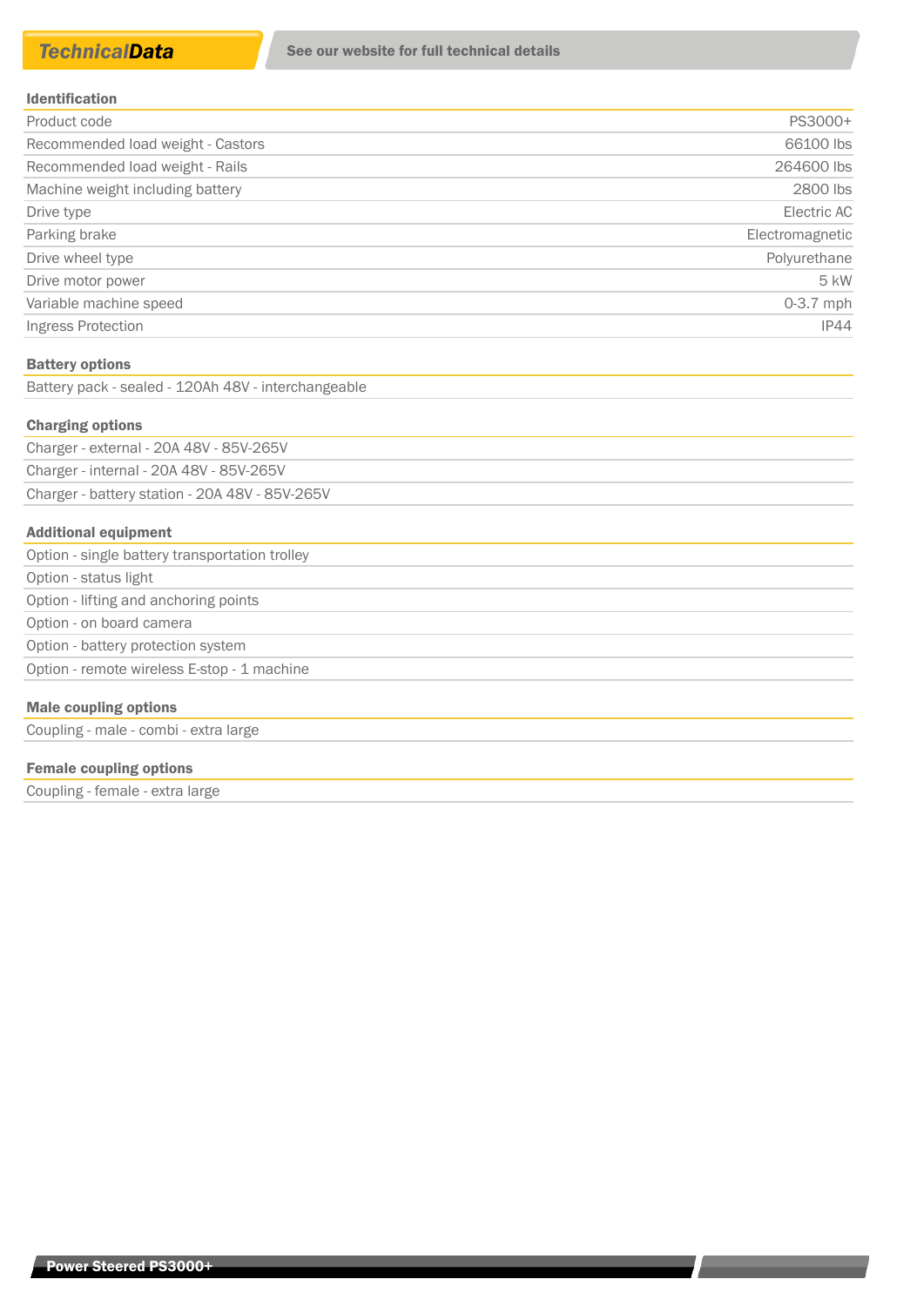## TechnicalData

See our website for full technical details

### Identification

| | |
|---|---|
| Product code | PS3000+ |
| Recommended load weight - Castors | 66100 lbs |
| Recommended load weight - Rails | 264600 lbs |
| Machine weight including battery | 2800 lbs |
| Drive type | Electric AC |
| Parking brake | Electromagnetic |
| Drive wheel type | Polyurethane |
| Drive motor power | 5 kW |
| Variable machine speed | 0-3.7 mph |
| Ingress Protection | IP44 |

### Battery options

- Battery pack - sealed - 120Ah 48V - interchangeable

### Charging options

- Charger - external - 20A 48V - 85V-265V
- Charger - internal - 20A 48V - 85V-265V
- Charger - battery station - 20A 48V - 85V-265V

### Additional equipment

- Option - single battery transportation trolley
- Option - status light
- Option - lifting and anchoring points
- Option - on board camera
- Option - battery protection system
- Option - remote wireless E-stop - 1 machine

### Male coupling options

- Coupling - male - combi - extra large

### Female coupling options

- Coupling - female - extra large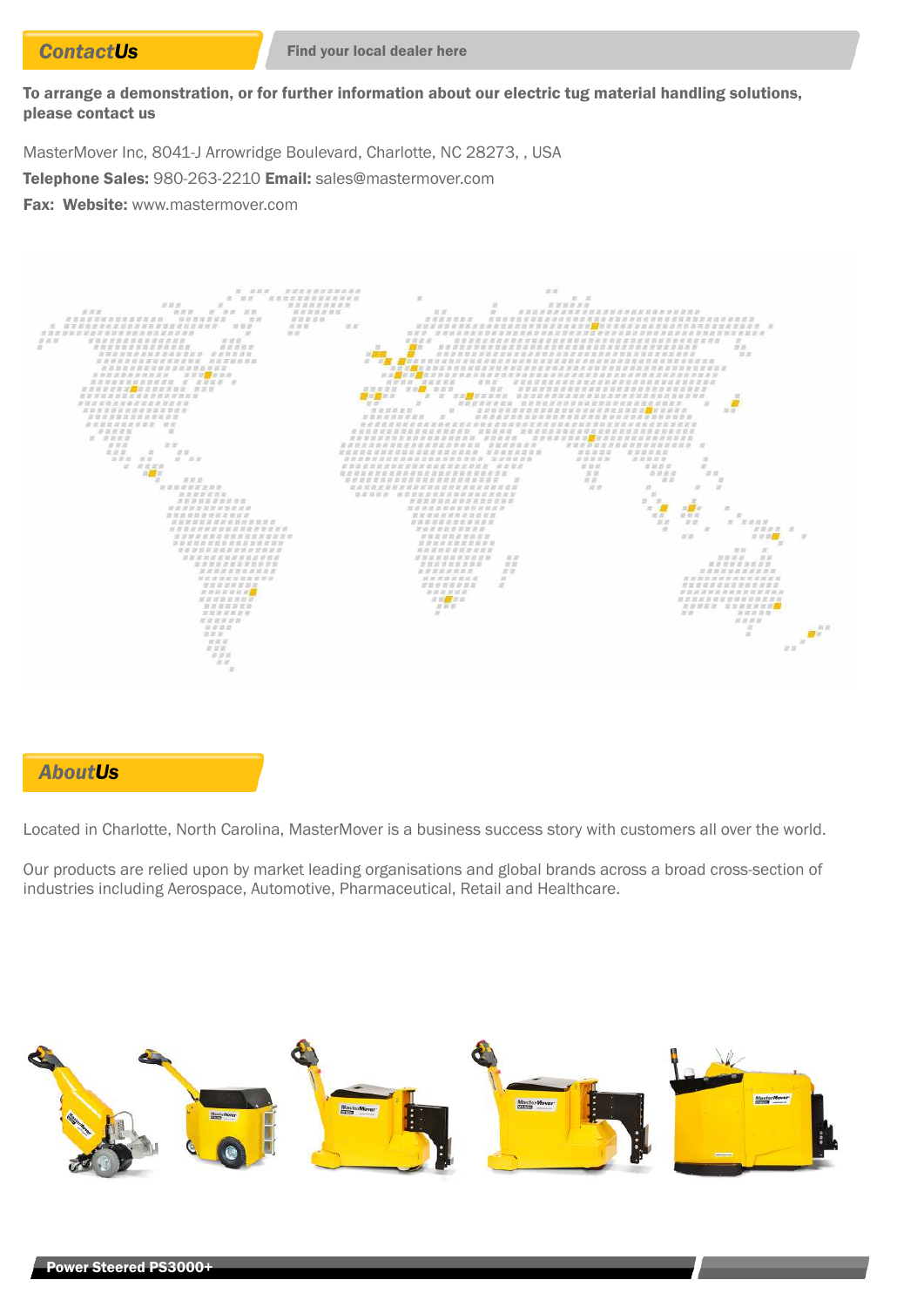## ContactUs

Find your local dealer here

**To arrange a demonstration, or for further information about our electric tug material handling solutions, please contact us**

MasterMover Inc, 8041-J Arrowridge Boulevard, Charlotte, NC 28273, , USA

**Telephone Sales:** 980-263-2210 **Email:** sales@mastermover.com

**Fax:** **Website:** www.mastermover.com

## AboutUs

Located in Charlotte, North Carolina, MasterMover is a business success story with customers all over the world.

Our products are relied upon by market leading organisations and global brands across a broad cross-section of industries including Aerospace, Automotive, Pharmaceutical, Retail and Healthcare.